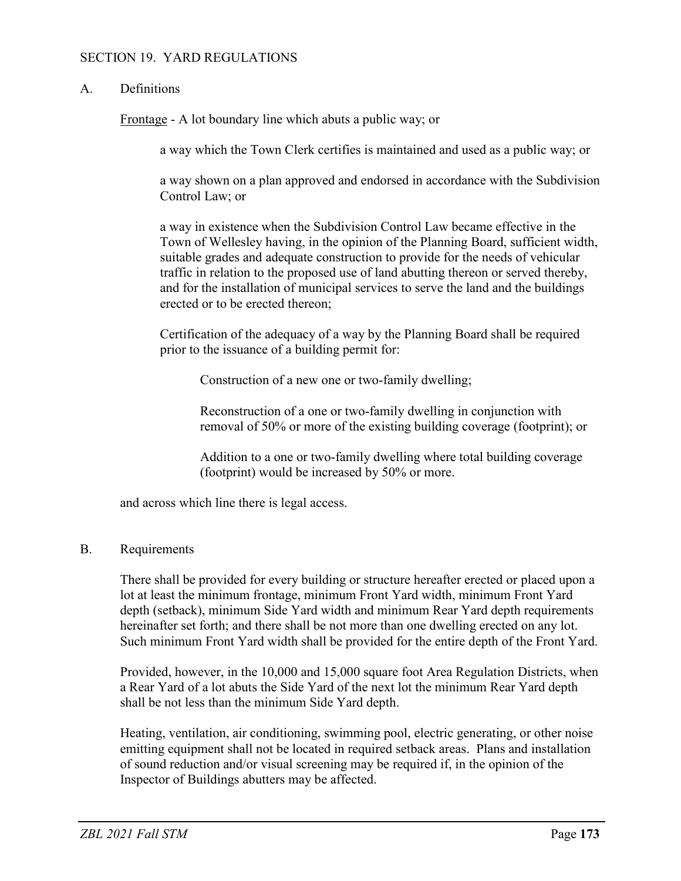## SECTION 19. YARD REGULATIONS

### A. Definitions

<u>Frontage</u> - A lot boundary line which abuts a public way; or

> a way which the Town Clerk certifies is maintained and used as a public way; or
>
> a way shown on a plan approved and endorsed in accordance with the Subdivision Control Law; or
>
> a way in existence when the Subdivision Control Law became effective in the Town of Wellesley having, in the opinion of the Planning Board, sufficient width, suitable grades and adequate construction to provide for the needs of vehicular traffic in relation to the proposed use of land abutting thereon or served thereby, and for the installation of municipal services to serve the land and the buildings erected or to be erected thereon;
>
> Certification of the adequacy of a way by the Planning Board shall be required prior to the issuance of a building permit for:
>
> > Construction of a new one or two-family dwelling;
> >
> > Reconstruction of a one or two-family dwelling in conjunction with removal of 50% or more of the existing building coverage (footprint); or
> >
> > Addition to a one or two-family dwelling where total building coverage (footprint) would be increased by 50% or more.

and across which line there is legal access.

### B. Requirements

There shall be provided for every building or structure hereafter erected or placed upon a lot at least the minimum frontage, minimum Front Yard width, minimum Front Yard depth (setback), minimum Side Yard width and minimum Rear Yard depth requirements hereinafter set forth; and there shall be not more than one dwelling erected on any lot. Such minimum Front Yard width shall be provided for the entire depth of the Front Yard.

Provided, however, in the 10,000 and 15,000 square foot Area Regulation Districts, when a Rear Yard of a lot abuts the Side Yard of the next lot the minimum Rear Yard depth shall be not less than the minimum Side Yard depth.

Heating, ventilation, air conditioning, swimming pool, electric generating, or other noise emitting equipment shall not be located in required setback areas. Plans and installation of sound reduction and/or visual screening may be required if, in the opinion of the Inspector of Buildings abutters may be affected.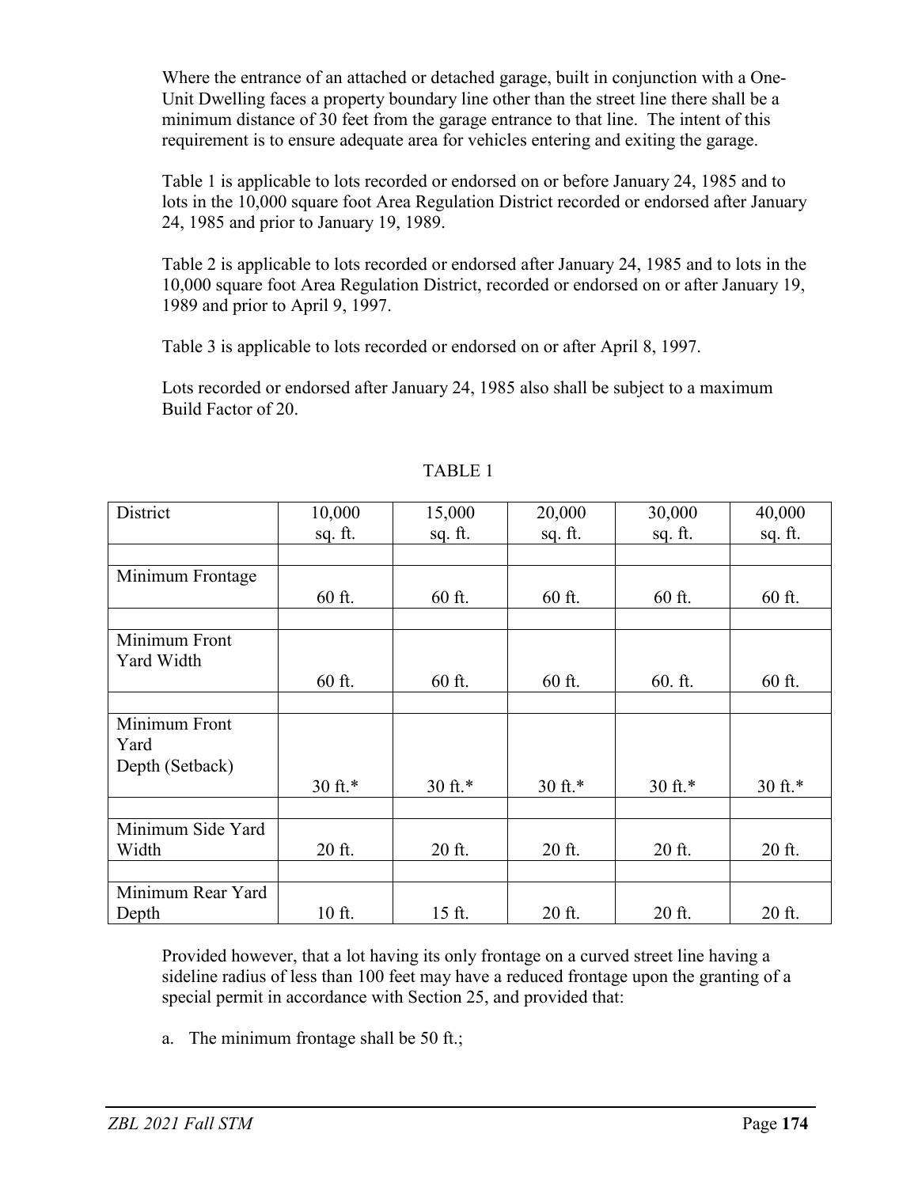Where the entrance of an attached or detached garage, built in conjunction with a One-Unit Dwelling faces a property boundary line other than the street line there shall be a minimum distance of 30 feet from the garage entrance to that line. The intent of this requirement is to ensure adequate area for vehicles entering and exiting the garage.

Table 1 is applicable to lots recorded or endorsed on or before January 24, 1985 and to lots in the 10,000 square foot Area Regulation District recorded or endorsed after January 24, 1985 and prior to January 19, 1989.

Table 2 is applicable to lots recorded or endorsed after January 24, 1985 and to lots in the 10,000 square foot Area Regulation District, recorded or endorsed on or after January 19, 1989 and prior to April 9, 1997.

Table 3 is applicable to lots recorded or endorsed on or after April 8, 1997.

Lots recorded or endorsed after January 24, 1985 also shall be subject to a maximum Build Factor of 20.

TABLE 1

| District | 10,000 sq. ft. | 15,000 sq. ft. | 20,000 sq. ft. | 30,000 sq. ft. | 40,000 sq. ft. |
|---|---|---|---|---|---|
| Minimum Frontage | 60 ft. | 60 ft. | 60 ft. | 60 ft. | 60 ft. |
| Minimum Front Yard Width | 60 ft. | 60 ft. | 60 ft. | 60. ft. | 60 ft. |
| Minimum Front Yard Depth (Setback) | 30 ft.* | 30 ft.* | 30 ft.* | 30 ft.* | 30 ft.* |
| Minimum Side Yard Width | 20 ft. | 20 ft. | 20 ft. | 20 ft. | 20 ft. |
| Minimum Rear Yard Depth | 10 ft. | 15 ft. | 20 ft. | 20 ft. | 20 ft. |

Provided however, that a lot having its only frontage on a curved street line having a sideline radius of less than 100 feet may have a reduced frontage upon the granting of a special permit in accordance with Section 25, and provided that:

a. The minimum frontage shall be 50 ft.;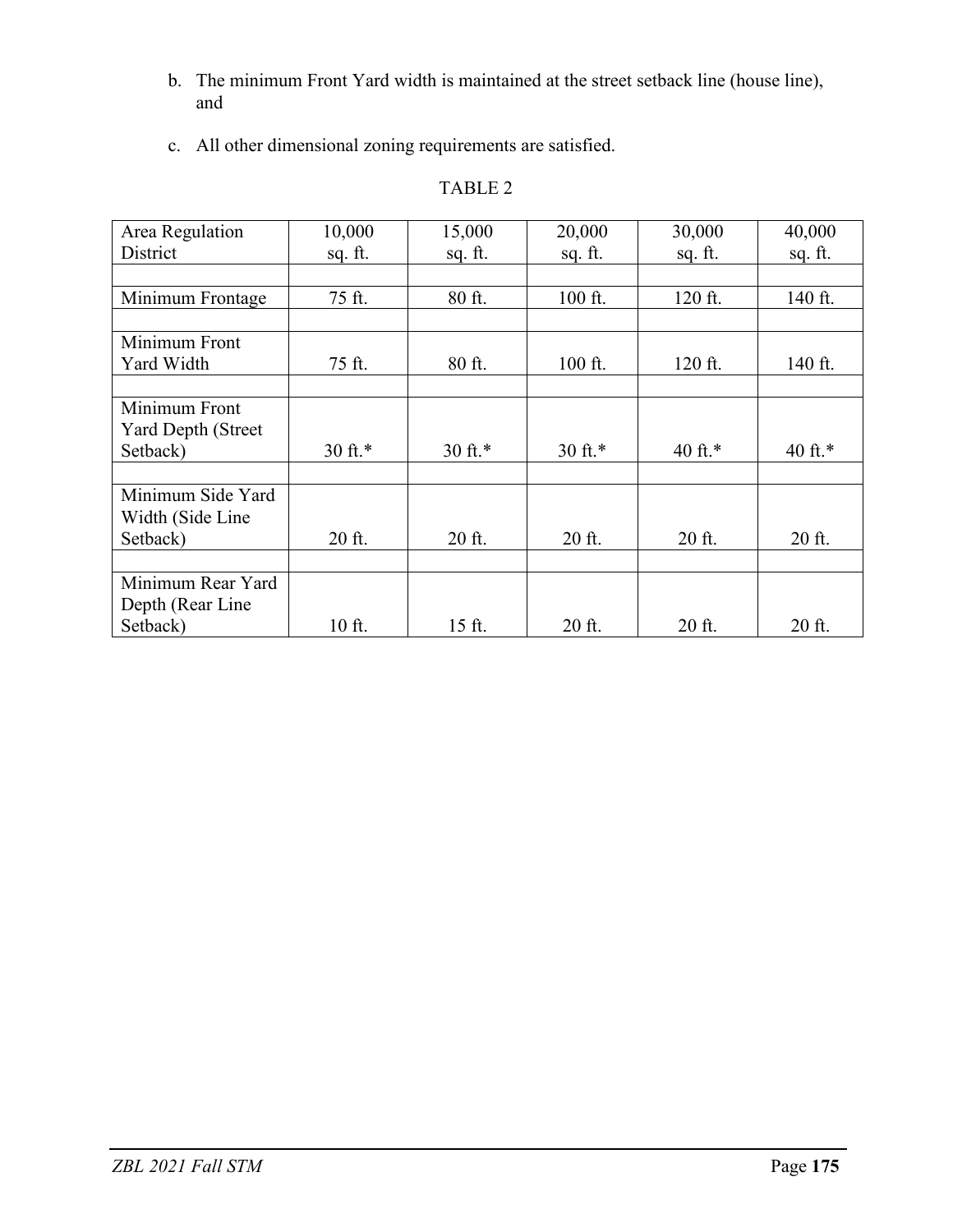b. The minimum Front Yard width is maintained at the street setback line (house line), and

c. All other dimensional zoning requirements are satisfied.

TABLE 2

| Area Regulation District | 10,000 sq. ft. | 15,000 sq. ft. | 20,000 sq. ft. | 30,000 sq. ft. | 40,000 sq. ft. |
|---|---|---|---|---|---|
| Minimum Frontage | 75 ft. | 80 ft. | 100 ft. | 120 ft. | 140 ft. |
| Minimum Front Yard Width | 75 ft. | 80 ft. | 100 ft. | 120 ft. | 140 ft. |
| Minimum Front Yard Depth (Street Setback) | 30 ft.* | 30 ft.* | 30 ft.* | 40 ft.* | 40 ft.* |
| Minimum Side Yard Width (Side Line Setback) | 20 ft. | 20 ft. | 20 ft. | 20 ft. | 20 ft. |
| Minimum Rear Yard Depth (Rear Line Setback) | 10 ft. | 15 ft. | 20 ft. | 20 ft. | 20 ft. |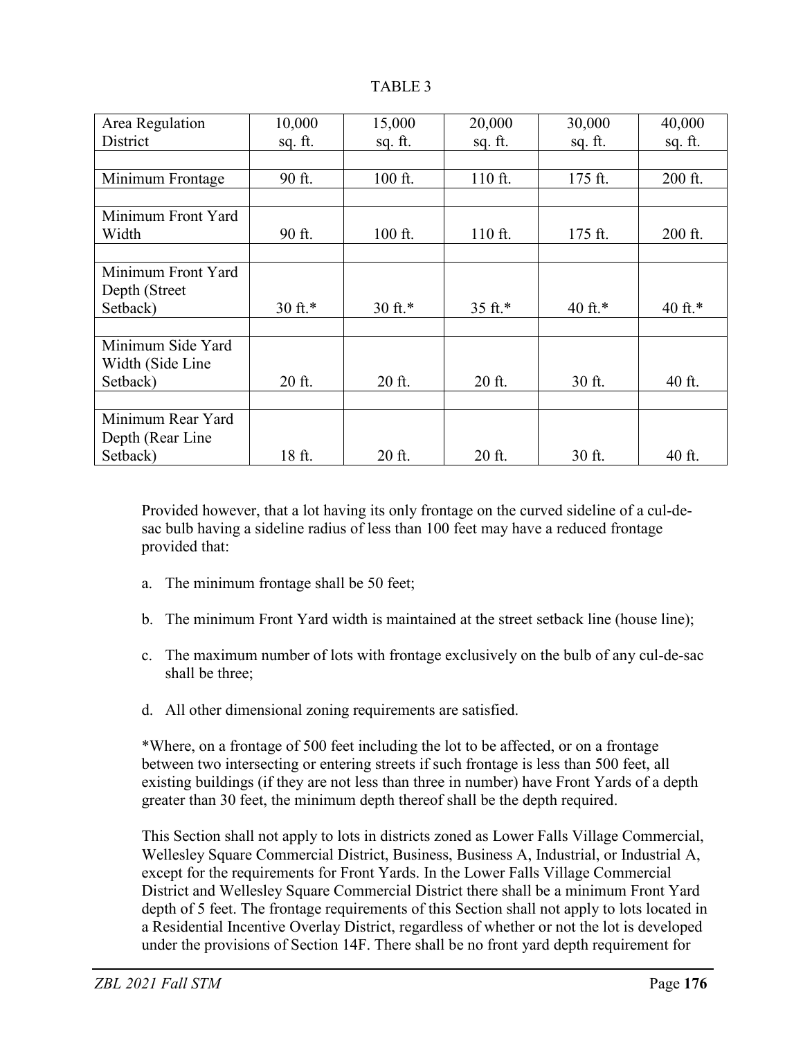TABLE 3

| Area Regulation District | 10,000 sq. ft. | 15,000 sq. ft. | 20,000 sq. ft. | 30,000 sq. ft. | 40,000 sq. ft. |
|---|---|---|---|---|---|
| Minimum Frontage | 90 ft. | 100 ft. | 110 ft. | 175 ft. | 200 ft. |
| Minimum Front Yard Width | 90 ft. | 100 ft. | 110 ft. | 175 ft. | 200 ft. |
| Minimum Front Yard Depth (Street Setback) | 30 ft.* | 30 ft.* | 35 ft.* | 40 ft.* | 40 ft.* |
| Minimum Side Yard Width (Side Line Setback) | 20 ft. | 20 ft. | 20 ft. | 30 ft. | 40 ft. |
| Minimum Rear Yard Depth (Rear Line Setback) | 18 ft. | 20 ft. | 20 ft. | 30 ft. | 40 ft. |

Provided however, that a lot having its only frontage on the curved sideline of a cul-de-sac bulb having a sideline radius of less than 100 feet may have a reduced frontage provided that:

a. The minimum frontage shall be 50 feet;

b. The minimum Front Yard width is maintained at the street setback line (house line);

c. The maximum number of lots with frontage exclusively on the bulb of any cul-de-sac shall be three;

d. All other dimensional zoning requirements are satisfied.

*Where, on a frontage of 500 feet including the lot to be affected, or on a frontage between two intersecting or entering streets if such frontage is less than 500 feet, all existing buildings (if they are not less than three in number) have Front Yards of a depth greater than 30 feet, the minimum depth thereof shall be the depth required.

This Section shall not apply to lots in districts zoned as Lower Falls Village Commercial, Wellesley Square Commercial District, Business, Business A, Industrial, or Industrial A, except for the requirements for Front Yards. In the Lower Falls Village Commercial District and Wellesley Square Commercial District there shall be a minimum Front Yard depth of 5 feet. The frontage requirements of this Section shall not apply to lots located in a Residential Incentive Overlay District, regardless of whether or not the lot is developed under the provisions of Section 14F. There shall be no front yard depth requirement for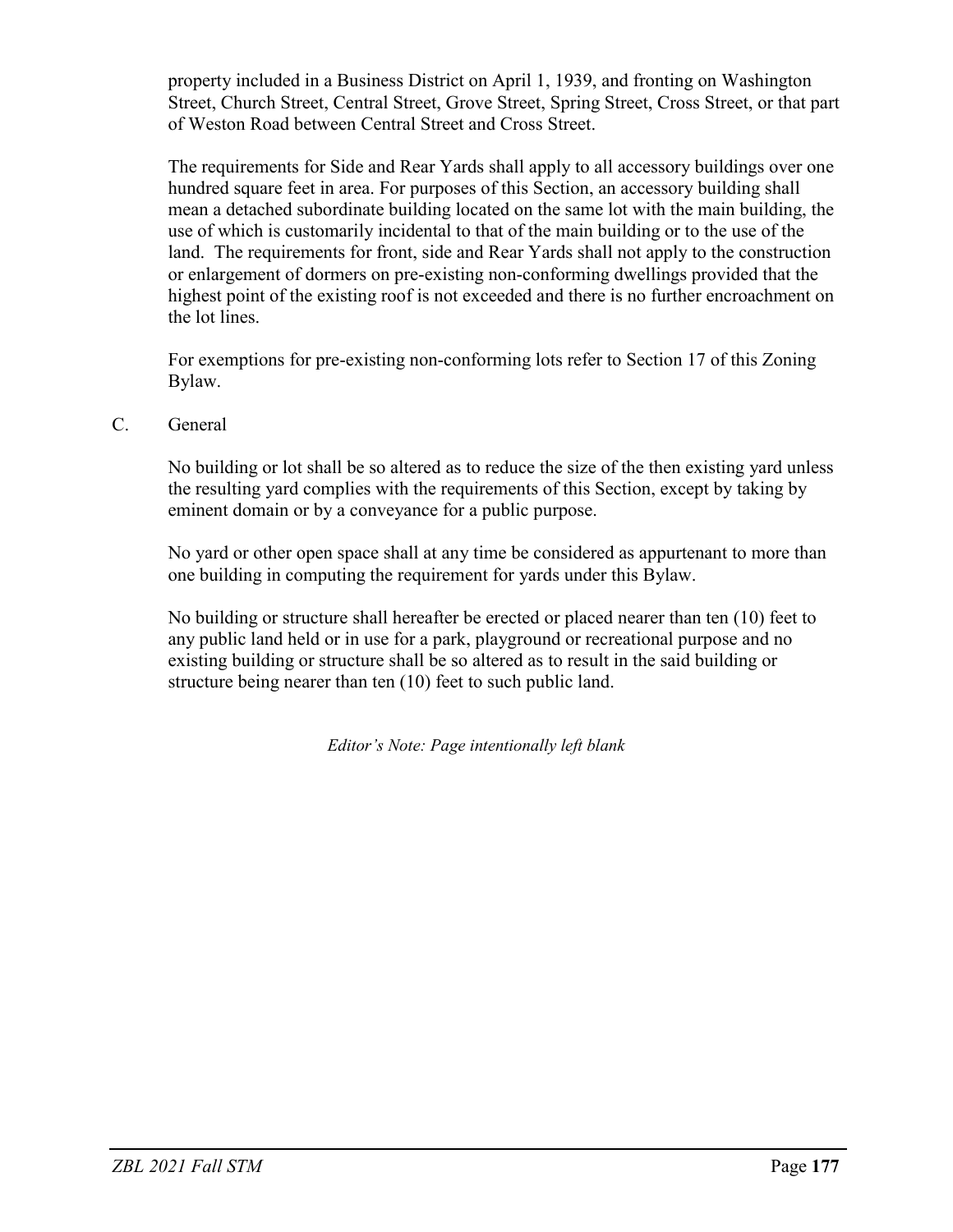property included in a Business District on April 1, 1939, and fronting on Washington Street, Church Street, Central Street, Grove Street, Spring Street, Cross Street, or that part of Weston Road between Central Street and Cross Street.

The requirements for Side and Rear Yards shall apply to all accessory buildings over one hundred square feet in area. For purposes of this Section, an accessory building shall mean a detached subordinate building located on the same lot with the main building, the use of which is customarily incidental to that of the main building or to the use of the land. The requirements for front, side and Rear Yards shall not apply to the construction or enlargement of dormers on pre-existing non-conforming dwellings provided that the highest point of the existing roof is not exceeded and there is no further encroachment on the lot lines.

For exemptions for pre-existing non-conforming lots refer to Section 17 of this Zoning Bylaw.

C. General

No building or lot shall be so altered as to reduce the size of the then existing yard unless the resulting yard complies with the requirements of this Section, except by taking by eminent domain or by a conveyance for a public purpose.

No yard or other open space shall at any time be considered as appurtenant to more than one building in computing the requirement for yards under this Bylaw.

No building or structure shall hereafter be erected or placed nearer than ten (10) feet to any public land held or in use for a park, playground or recreational purpose and no existing building or structure shall be so altered as to result in the said building or structure being nearer than ten (10) feet to such public land.

*Editor's Note: Page intentionally left blank*